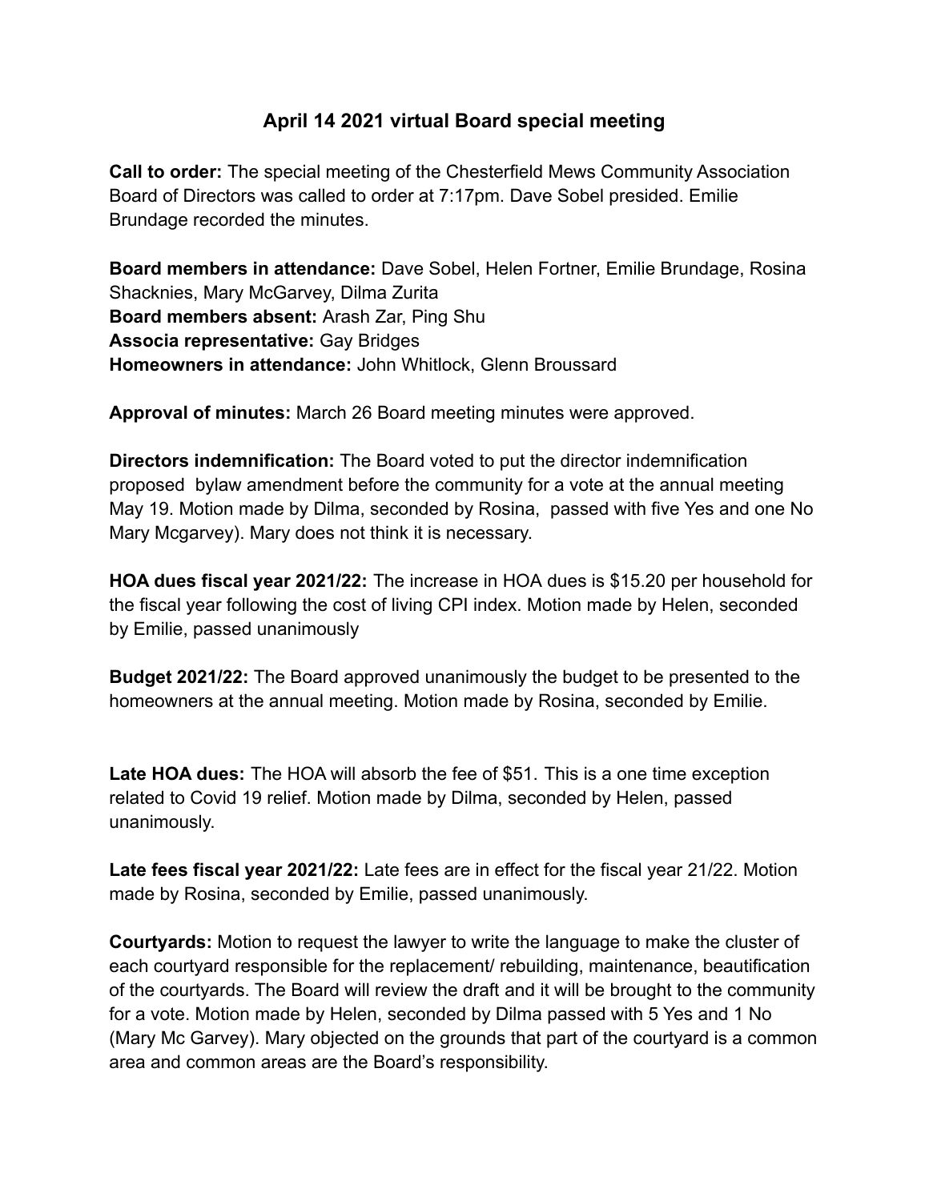# April 14 2021 virtual Board special meeting

**Call to order:** The special meeting of the Chesterfield Mews Community Association Board of Directors was called to order at 7:17pm. Dave Sobel presided. Emilie Brundage recorded the minutes.

**Board members in attendance:** Dave Sobel, Helen Fortner, Emilie Brundage, Rosina Shacknies, Mary McGarvey, Dilma Zurita
**Board members absent:** Arash Zar, Ping Shu
**Associa representative:** Gay Bridges
**Homeowners in attendance:** John Whitlock, Glenn Broussard

**Approval of minutes:** March 26 Board meeting minutes were approved.

**Directors indemnification:** The Board voted to put the director indemnification proposed bylaw amendment before the community for a vote at the annual meeting May 19. Motion made by Dilma, seconded by Rosina, passed with five Yes and one No Mary Mcgarvey). Mary does not think it is necessary.

**HOA dues fiscal year 2021/22:** The increase in HOA dues is $15.20 per household for the fiscal year following the cost of living CPI index. Motion made by Helen, seconded by Emilie, passed unanimously

**Budget 2021/22:** The Board approved unanimously the budget to be presented to the homeowners at the annual meeting. Motion made by Rosina, seconded by Emilie.

**Late HOA dues:** The HOA will absorb the fee of $51. This is a one time exception related to Covid 19 relief. Motion made by Dilma, seconded by Helen, passed unanimously.

**Late fees fiscal year 2021/22:** Late fees are in effect for the fiscal year 21/22. Motion made by Rosina, seconded by Emilie, passed unanimously.

**Courtyards:** Motion to request the lawyer to write the language to make the cluster of each courtyard responsible for the replacement/ rebuilding, maintenance, beautification of the courtyards. The Board will review the draft and it will be brought to the community for a vote. Motion made by Helen, seconded by Dilma passed with 5 Yes and 1 No (Mary Mc Garvey). Mary objected on the grounds that part of the courtyard is a common area and common areas are the Board's responsibility.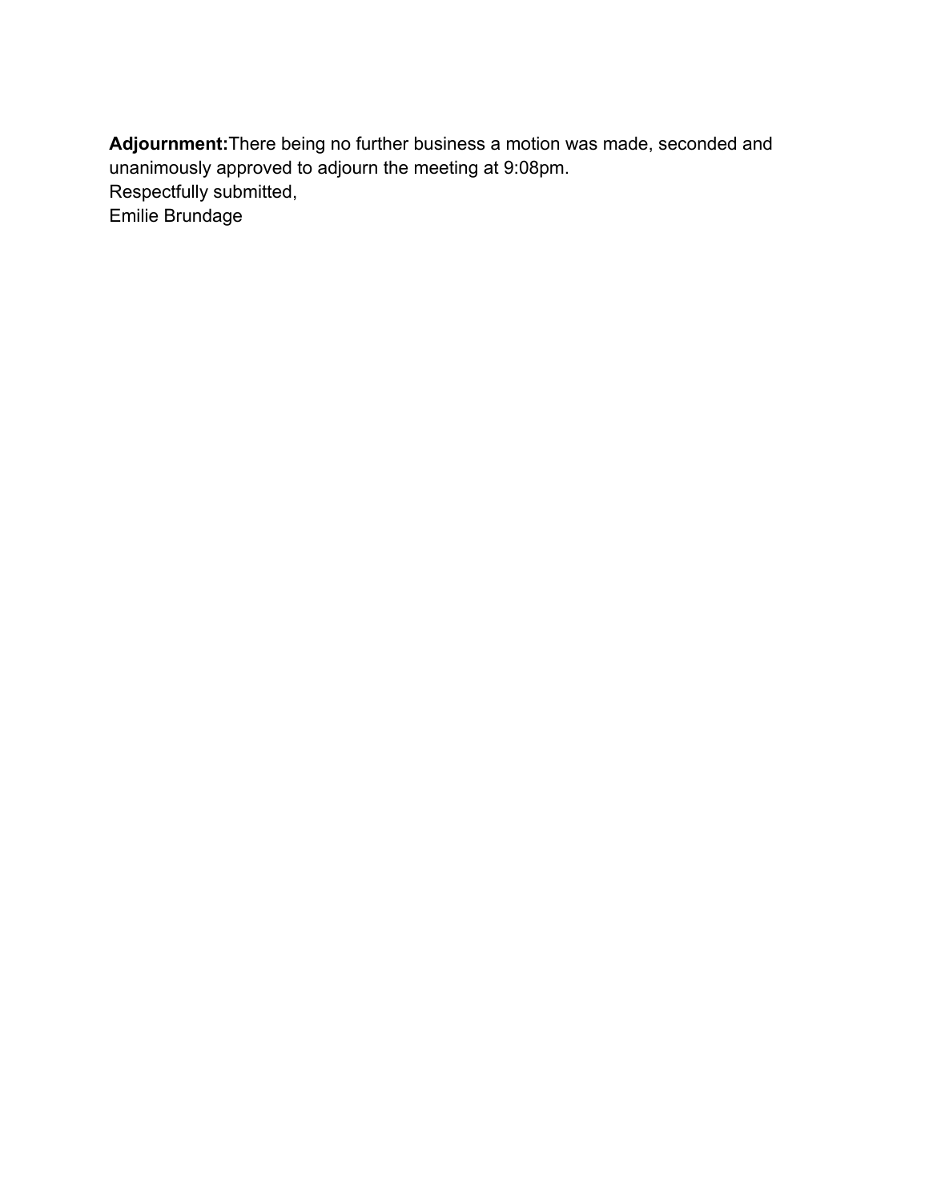**Adjournment:**There being no further business a motion was made, seconded and unanimously approved to adjourn the meeting at 9:08pm.
Respectfully submitted,
Emilie Brundage